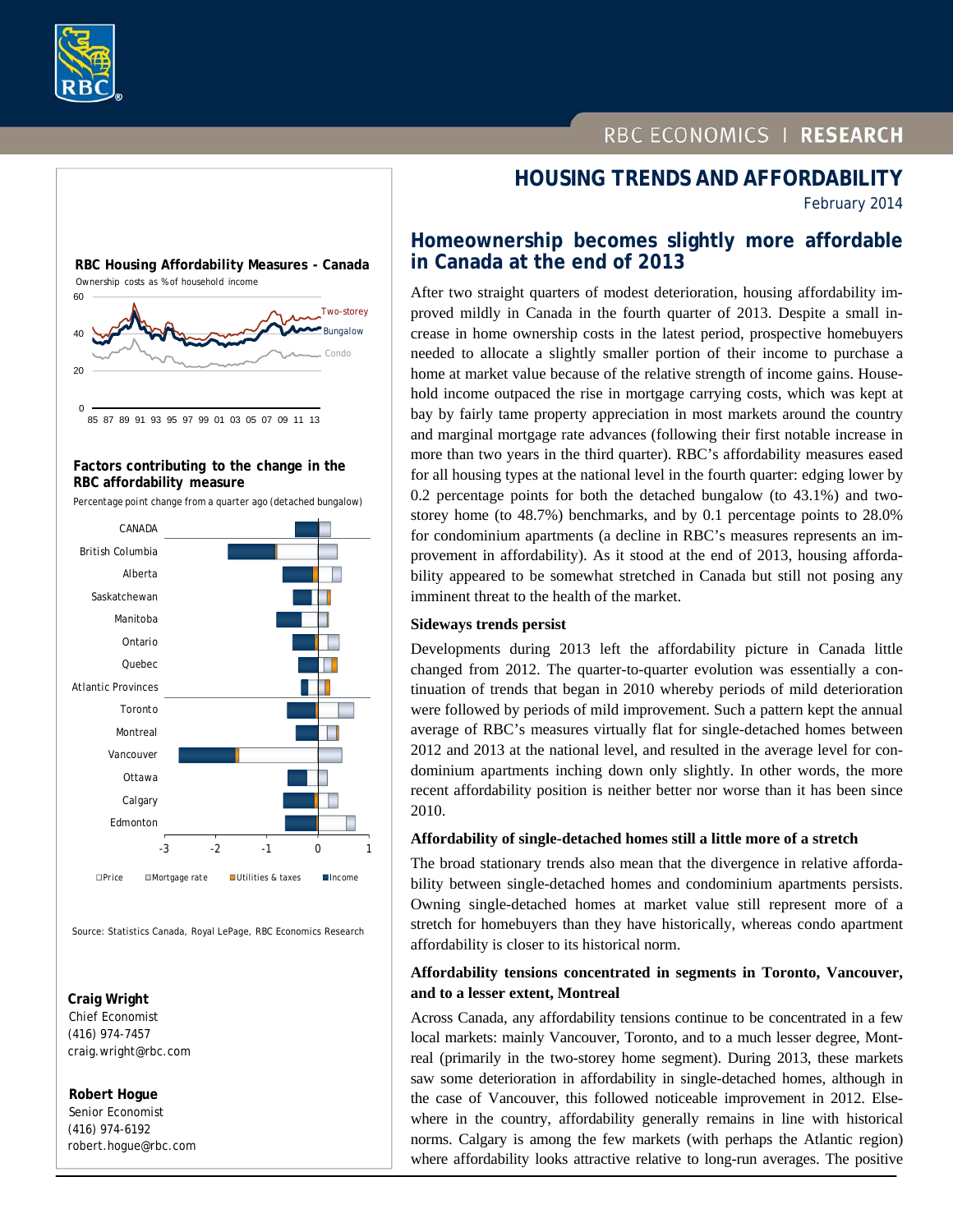RBC ECONOMICS | RESEARCH

# HOUSING TRENDS AND AFFORDABILITY

February 2014

## Homeownership becomes slightly more affordable in Canada at the end of 2013

After two straight quarters of modest deterioration, housing affordability improved mildly in Canada in the fourth quarter of 2013. Despite a small increase in home ownership costs in the latest period, prospective homebuyers needed to allocate a slightly smaller portion of their income to purchase a home at market value because of the relative strength of income gains. Household income outpaced the rise in mortgage carrying costs, which was kept at bay by fairly tame property appreciation in most markets around the country and marginal mortgage rate advances (following their first notable increase in more than two years in the third quarter). RBC's affordability measures eased for all housing types at the national level in the fourth quarter: edging lower by 0.2 percentage points for both the detached bungalow (to 43.1%) and two-storey home (to 48.7%) benchmarks, and by 0.1 percentage points to 28.0% for condominium apartments (a decline in RBC's measures represents an improvement in affordability). As it stood at the end of 2013, housing affordability appeared to be somewhat stretched in Canada but still not posing any imminent threat to the health of the market.

### Sideways trends persist

Developments during 2013 left the affordability picture in Canada little changed from 2012. The quarter-to-quarter evolution was essentially a continuation of trends that began in 2010 whereby periods of mild deterioration were followed by periods of mild improvement. Such a pattern kept the annual average of RBC's measures virtually flat for single-detached homes between 2012 and 2013 at the national level, and resulted in the average level for condominium apartments inching down only slightly. In other words, the more recent affordability position is neither better nor worse than it has been since 2010.

### Affordability of single-detached homes still a little more of a stretch

The broad stationary trends also mean that the divergence in relative affordability between single-detached homes and condominium apartments persists. Owning single-detached homes at market value still represent more of a stretch for homebuyers than they have historically, whereas condo apartment affordability is closer to its historical norm.

### Affordability tensions concentrated in segments in Toronto, Vancouver, and to a lesser extent, Montreal

Across Canada, any affordability tensions continue to be concentrated in a few local markets: mainly Vancouver, Toronto, and to a much lesser degree, Montreal (primarily in the two-storey home segment). During 2013, these markets saw some deterioration in affordability in single-detached homes, although in the case of Vancouver, this followed noticeable improvement in 2012. Elsewhere in the country, affordability generally remains in line with historical norms. Calgary is among the few markets (with perhaps the Atlantic region) where affordability looks attractive relative to long-run averages. The positive

**RBC Housing Affordability Measures - Canada**

Ownership costs as % of household income

**Factors contributing to the change in the RBC affordability measure**

Percentage point change from a quarter ago (detached bungalow)

Source: Statistics Canada, Royal LePage, RBC Economics Research

**Craig Wright**
Chief Economist
(416) 974-7457
craig.wright@rbc.com

**Robert Hogue**
Senior Economist
(416) 974-6192
robert.hogue@rbc.com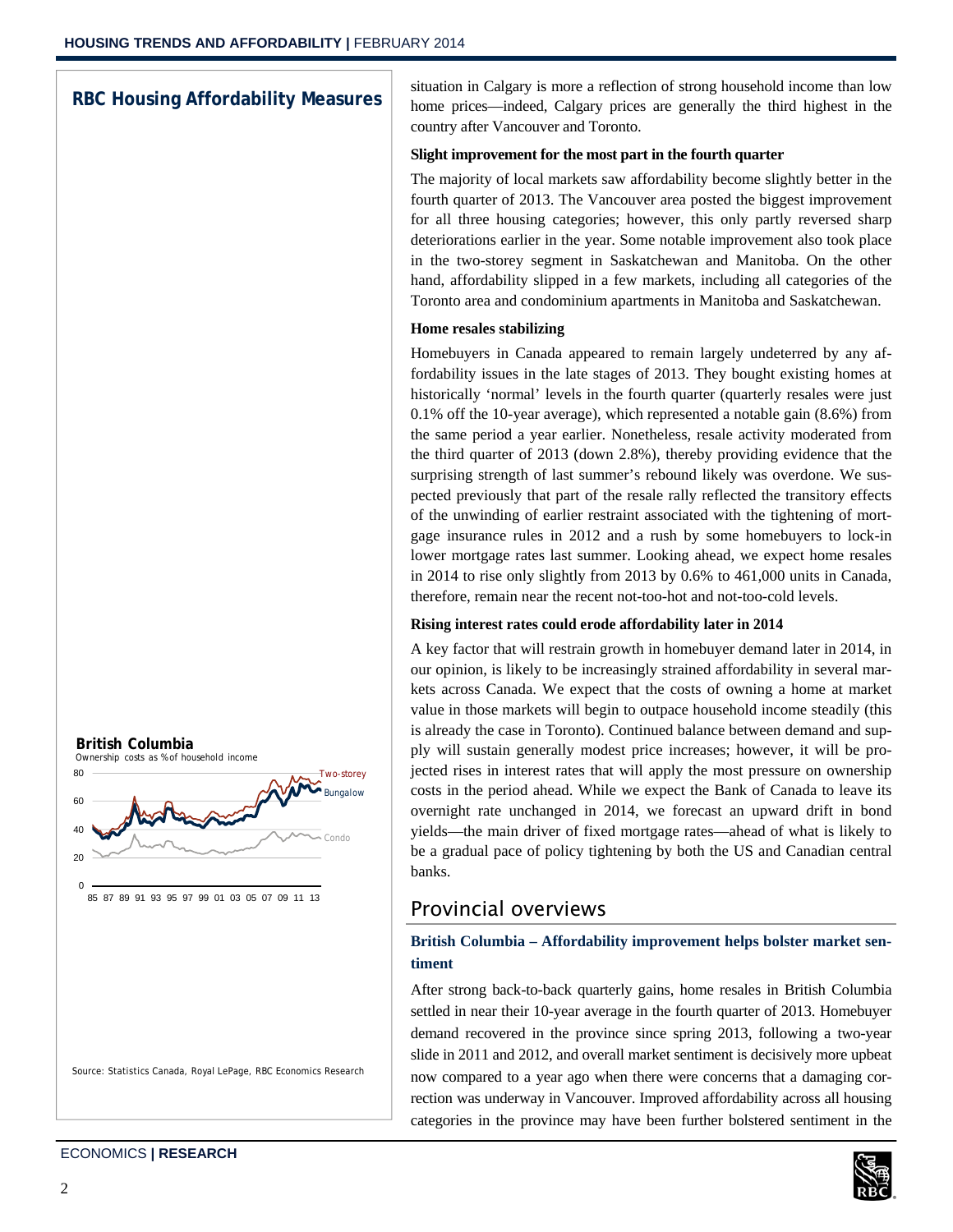## RBC Housing Affordability Measures

**British Columbia**

Ownership costs as % of household income

Source: Statistics Canada, Royal LePage, RBC Economics Research

situation in Calgary is more a reflection of strong household income than low home prices—indeed, Calgary prices are generally the third highest in the country after Vancouver and Toronto.

**Slight improvement for the most part in the fourth quarter**

The majority of local markets saw affordability become slightly better in the fourth quarter of 2013. The Vancouver area posted the biggest improvement for all three housing categories; however, this only partly reversed sharp deteriorations earlier in the year. Some notable improvement also took place in the two-storey segment in Saskatchewan and Manitoba. On the other hand, affordability slipped in a few markets, including all categories of the Toronto area and condominium apartments in Manitoba and Saskatchewan.

**Home resales stabilizing**

Homebuyers in Canada appeared to remain largely undeterred by any affordability issues in the late stages of 2013. They bought existing homes at historically 'normal' levels in the fourth quarter (quarterly resales were just 0.1% off the 10-year average), which represented a notable gain (8.6%) from the same period a year earlier. Nonetheless, resale activity moderated from the third quarter of 2013 (down 2.8%), thereby providing evidence that the surprising strength of last summer's rebound likely was overdone. We suspected previously that part of the resale rally reflected the transitory effects of the unwinding of earlier restraint associated with the tightening of mortgage insurance rules in 2012 and a rush by some homebuyers to lock-in lower mortgage rates last summer. Looking ahead, we expect home resales in 2014 to rise only slightly from 2013 by 0.6% to 461,000 units in Canada, therefore, remain near the recent not-too-hot and not-too-cold levels.

**Rising interest rates could erode affordability later in 2014**

A key factor that will restrain growth in homebuyer demand later in 2014, in our opinion, is likely to be increasingly strained affordability in several markets across Canada. We expect that the costs of owning a home at market value in those markets will begin to outpace household income steadily (this is already the case in Toronto). Continued balance between demand and supply will sustain generally modest price increases; however, it will be projected rises in interest rates that will apply the most pressure on ownership costs in the period ahead. While we expect the Bank of Canada to leave its overnight rate unchanged in 2014, we forecast an upward drift in bond yields—the main driver of fixed mortgage rates—ahead of what is likely to be a gradual pace of policy tightening by both the US and Canadian central banks.

## Provincial overviews

### British Columbia – Affordability improvement helps bolster market sentiment

After strong back-to-back quarterly gains, home resales in British Columbia settled in near their 10-year average in the fourth quarter of 2013. Homebuyer demand recovered in the province since spring 2013, following a two-year slide in 2011 and 2012, and overall market sentiment is decisively more upbeat now compared to a year ago when there were concerns that a damaging correction was underway in Vancouver. Improved affordability across all housing categories in the province may have been further bolstered sentiment in the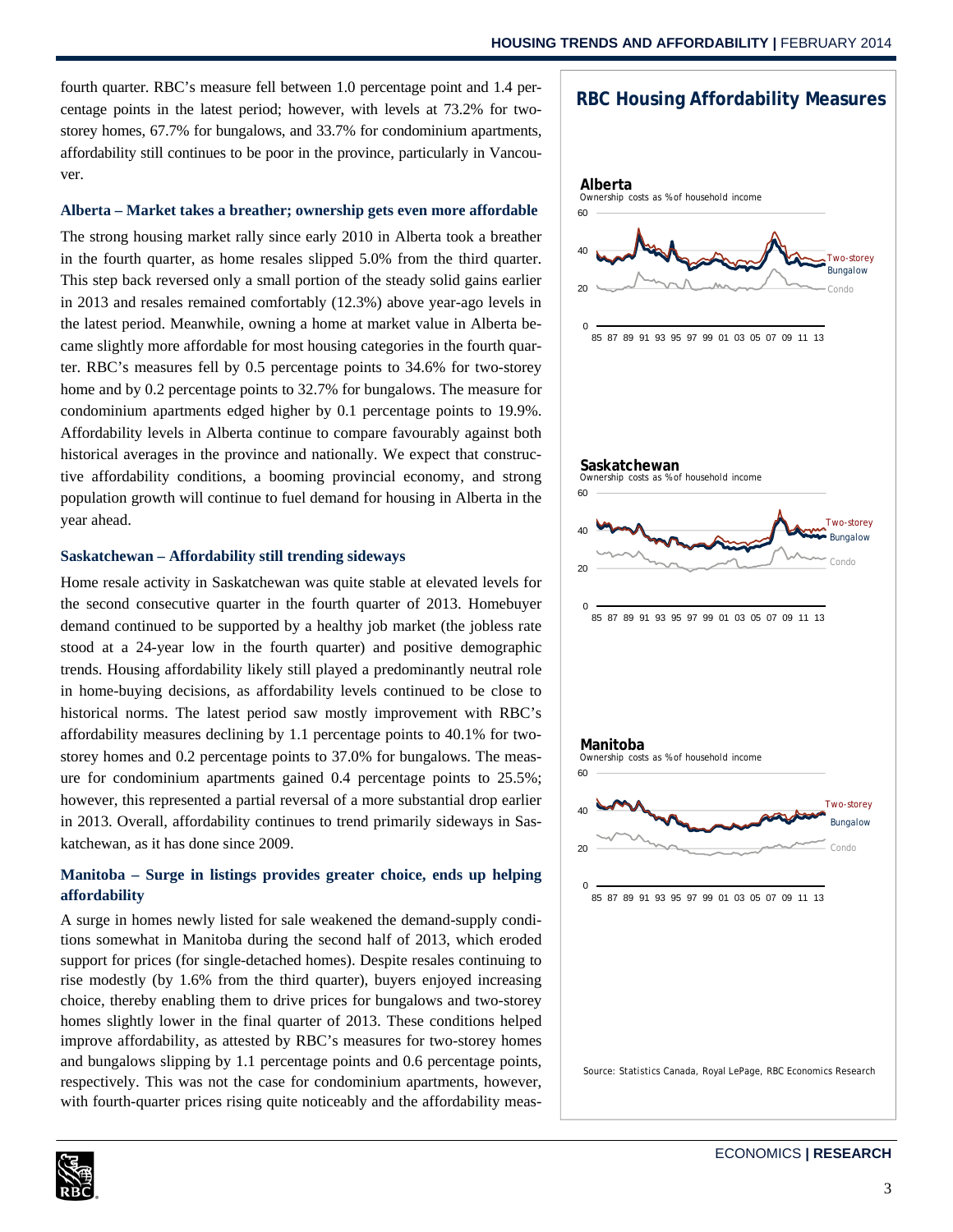fourth quarter. RBC's measure fell between 1.0 percentage point and 1.4 percentage points in the latest period; however, with levels at 73.2% for two-storey homes, 67.7% for bungalows, and 33.7% for condominium apartments, affordability still continues to be poor in the province, particularly in Vancouver.

### Alberta – Market takes a breather; ownership gets even more affordable

The strong housing market rally since early 2010 in Alberta took a breather in the fourth quarter, as home resales slipped 5.0% from the third quarter. This step back reversed only a small portion of the steady solid gains earlier in 2013 and resales remained comfortably (12.3%) above year-ago levels in the latest period. Meanwhile, owning a home at market value in Alberta became slightly more affordable for most housing categories in the fourth quarter. RBC's measures fell by 0.5 percentage points to 34.6% for two-storey home and by 0.2 percentage points to 32.7% for bungalows. The measure for condominium apartments edged higher by 0.1 percentage points to 19.9%. Affordability levels in Alberta continue to compare favourably against both historical averages in the province and nationally. We expect that constructive affordability conditions, a booming provincial economy, and strong population growth will continue to fuel demand for housing in Alberta in the year ahead.

### Saskatchewan – Affordability still trending sideways

Home resale activity in Saskatchewan was quite stable at elevated levels for the second consecutive quarter in the fourth quarter of 2013. Homebuyer demand continued to be supported by a healthy job market (the jobless rate stood at a 24-year low in the fourth quarter) and positive demographic trends. Housing affordability likely still played a predominantly neutral role in home-buying decisions, as affordability levels continued to be close to historical norms. The latest period saw mostly improvement with RBC's affordability measures declining by 1.1 percentage points to 40.1% for two-storey homes and 0.2 percentage points to 37.0% for bungalows. The measure for condominium apartments gained 0.4 percentage points to 25.5%; however, this represented a partial reversal of a more substantial drop earlier in 2013. Overall, affordability continues to trend primarily sideways in Saskatchewan, as it has done since 2009.

### Manitoba – Surge in listings provides greater choice, ends up helping affordability

A surge in homes newly listed for sale weakened the demand-supply conditions somewhat in Manitoba during the second half of 2013, which eroded support for prices (for single-detached homes). Despite resales continuing to rise modestly (by 1.6% from the third quarter), buyers enjoyed increasing choice, thereby enabling them to drive prices for bungalows and two-storey homes slightly lower in the final quarter of 2013. These conditions helped improve affordability, as attested by RBC's measures for two-storey homes and bungalows slipping by 1.1 percentage points and 0.6 percentage points, respectively. This was not the case for condominium apartments, however, with fourth-quarter prices rising quite noticeably and the affordability meas-

**RBC Housing Affordability Measures**

**Alberta**
Ownership costs as % of household income

**Saskatchewan**
Ownership costs as % of household income

**Manitoba**
Ownership costs as % of household income

Source: Statistics Canada, Royal LePage, RBC Economics Research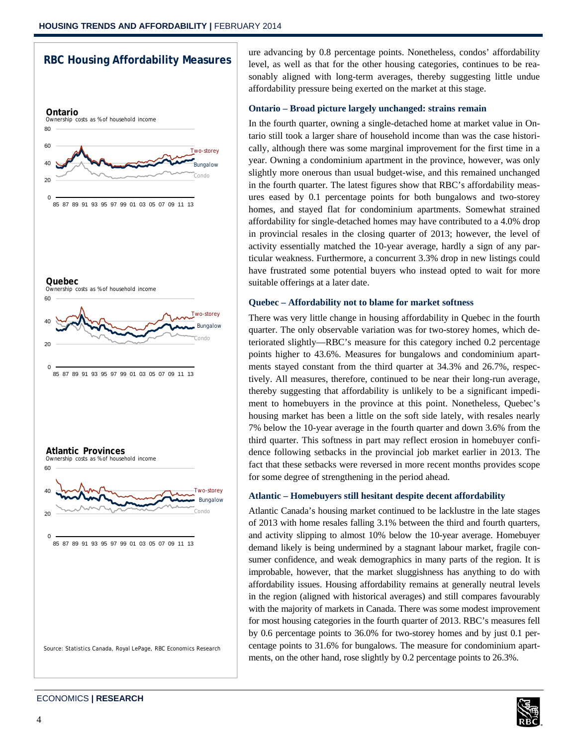## RBC Housing Affordability Measures

**Ontario**
Ownership costs as % of household income

**Quebec**
Ownership costs as % of household income

**Atlantic Provinces**
Ownership costs as % of household income

Source: Statistics Canada, Royal LePage, RBC Economics Research

ure advancing by 0.8 percentage points. Nonetheless, condos' affordability level, as well as that for the other housing categories, continues to be reasonably aligned with long-term averages, thereby suggesting little undue affordability pressure being exerted on the market at this stage.

### Ontario – Broad picture largely unchanged: strains remain

In the fourth quarter, owning a single-detached home at market value in Ontario still took a larger share of household income than was the case historically, although there was some marginal improvement for the first time in a year. Owning a condominium apartment in the province, however, was only slightly more onerous than usual budget-wise, and this remained unchanged in the fourth quarter. The latest figures show that RBC's affordability measures eased by 0.1 percentage points for both bungalows and two-storey homes, and stayed flat for condominium apartments. Somewhat strained affordability for single-detached homes may have contributed to a 4.0% drop in provincial resales in the closing quarter of 2013; however, the level of activity essentially matched the 10-year average, hardly a sign of any particular weakness. Furthermore, a concurrent 3.3% drop in new listings could have frustrated some potential buyers who instead opted to wait for more suitable offerings at a later date.

### Quebec – Affordability not to blame for market softness

There was very little change in housing affordability in Quebec in the fourth quarter. The only observable variation was for two-storey homes, which deteriorated slightly—RBC's measure for this category inched 0.2 percentage points higher to 43.6%. Measures for bungalows and condominium apartments stayed constant from the third quarter at 34.3% and 26.7%, respectively. All measures, therefore, continued to be near their long-run average, thereby suggesting that affordability is unlikely to be a significant impediment to homebuyers in the province at this point. Nonetheless, Quebec's housing market has been a little on the soft side lately, with resales nearly 7% below the 10-year average in the fourth quarter and down 3.6% from the third quarter. This softness in part may reflect erosion in homebuyer confidence following setbacks in the provincial job market earlier in 2013. The fact that these setbacks were reversed in more recent months provides scope for some degree of strengthening in the period ahead.

### Atlantic – Homebuyers still hesitant despite decent affordability

Atlantic Canada's housing market continued to be lacklustre in the late stages of 2013 with home resales falling 3.1% between the third and fourth quarters, and activity slipping to almost 10% below the 10-year average. Homebuyer demand likely is being undermined by a stagnant labour market, fragile consumer confidence, and weak demographics in many parts of the region. It is improbable, however, that the market sluggishness has anything to do with affordability issues. Housing affordability remains at generally neutral levels in the region (aligned with historical averages) and still compares favourably with the majority of markets in Canada. There was some modest improvement for most housing categories in the fourth quarter of 2013. RBC's measures fell by 0.6 percentage points to 36.0% for two-storey homes and by just 0.1 percentage points to 31.6% for bungalows. The measure for condominium apartments, on the other hand, rose slightly by 0.2 percentage points to 26.3%.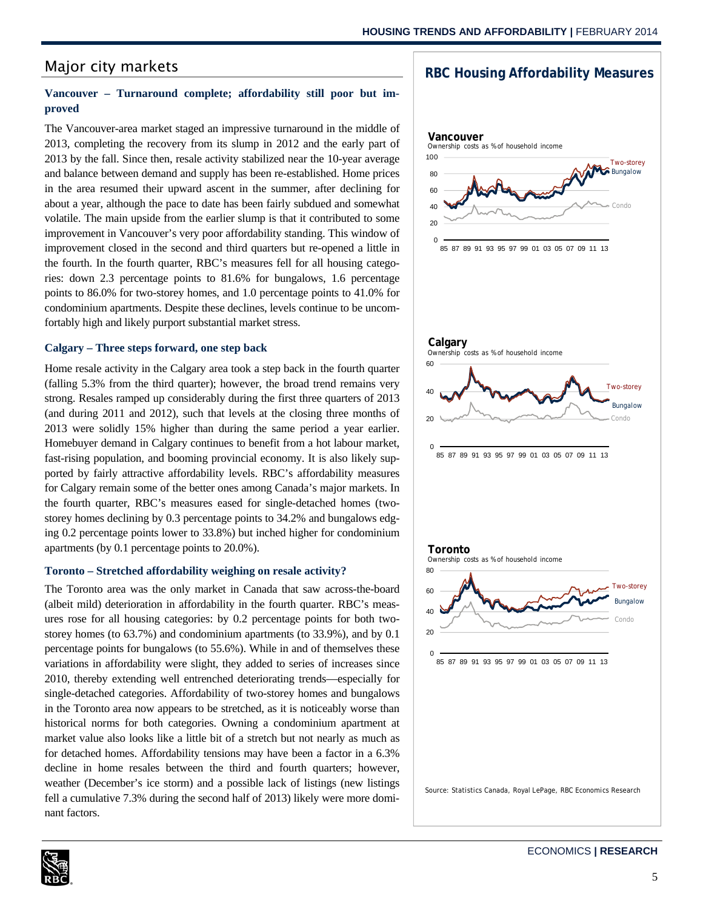## Major city markets

### Vancouver – Turnaround complete; affordability still poor but improved

The Vancouver-area market staged an impressive turnaround in the middle of 2013, completing the recovery from its slump in 2012 and the early part of 2013 by the fall. Since then, resale activity stabilized near the 10-year average and balance between demand and supply has been re-established. Home prices in the area resumed their upward ascent in the summer, after declining for about a year, although the pace to date has been fairly subdued and somewhat volatile. The main upside from the earlier slump is that it contributed to some improvement in Vancouver's very poor affordability standing. This window of improvement closed in the second and third quarters but re-opened a little in the fourth. In the fourth quarter, RBC's measures fell for all housing categories: down 2.3 percentage points to 81.6% for bungalows, 1.6 percentage points to 86.0% for two-storey homes, and 1.0 percentage points to 41.0% for condominium apartments. Despite these declines, levels continue to be uncomfortably high and likely purport substantial market stress.

### Calgary – Three steps forward, one step back

Home resale activity in the Calgary area took a step back in the fourth quarter (falling 5.3% from the third quarter); however, the broad trend remains very strong. Resales ramped up considerably during the first three quarters of 2013 (and during 2011 and 2012), such that levels at the closing three months of 2013 were solidly 15% higher than during the same period a year earlier. Homebuyer demand in Calgary continues to benefit from a hot labour market, fast-rising population, and booming provincial economy. It is also likely supported by fairly attractive affordability levels. RBC's affordability measures for Calgary remain some of the better ones among Canada's major markets. In the fourth quarter, RBC's measures eased for single-detached homes (two-storey homes declining by 0.3 percentage points to 34.2% and bungalows edging 0.2 percentage points lower to 33.8%) but inched higher for condominium apartments (by 0.1 percentage points to 20.0%).

### Toronto – Stretched affordability weighing on resale activity?

The Toronto area was the only market in Canada that saw across-the-board (albeit mild) deterioration in affordability in the fourth quarter. RBC's measures rose for all housing categories: by 0.2 percentage points for both two-storey homes (to 63.7%) and condominium apartments (to 33.9%), and by 0.1 percentage points for bungalows (to 55.6%). While in and of themselves these variations in affordability were slight, they added to series of increases since 2010, thereby extending well entrenched deteriorating trends—especially for single-detached categories. Affordability of two-storey homes and bungalows in the Toronto area now appears to be stretched, as it is noticeably worse than historical norms for both categories. Owning a condominium apartment at market value also looks like a little bit of a stretch but not nearly as much as for detached homes. Affordability tensions may have been a factor in a 6.3% decline in home resales between the third and fourth quarters; however, weather (December's ice storm) and a possible lack of listings (new listings fell a cumulative 7.3% during the second half of 2013) likely were more dominant factors.

## RBC Housing Affordability Measures

**Vancouver** – Ownership costs as % of household income (Two-storey, Bungalow, Condo; 85–13)

**Calgary** – Ownership costs as % of household income (Two-storey, Bungalow, Condo; 85–13)

**Toronto** – Ownership costs as % of household income (Two-storey, Bungalow, Condo; 85–13)

Source: Statistics Canada, Royal LePage, RBC Economics Research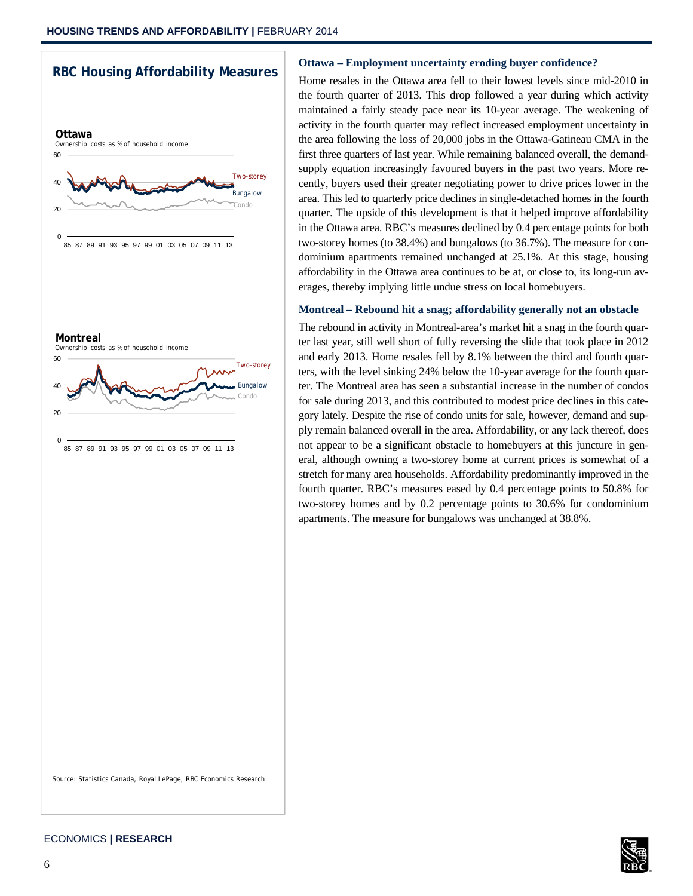## RBC Housing Affordability Measures

**Ottawa**
Ownership costs as % of household income

**Montreal**
Ownership costs as % of household income

Source: Statistics Canada, Royal LePage, RBC Economics Research

### Ottawa – Employment uncertainty eroding buyer confidence?

Home resales in the Ottawa area fell to their lowest levels since mid-2010 in the fourth quarter of 2013. This drop followed a year during which activity maintained a fairly steady pace near its 10-year average. The weakening of activity in the fourth quarter may reflect increased employment uncertainty in the area following the loss of 20,000 jobs in the Ottawa-Gatineau CMA in the first three quarters of last year. While remaining balanced overall, the demand-supply equation increasingly favoured buyers in the past two years. More recently, buyers used their greater negotiating power to drive prices lower in the area. This led to quarterly price declines in single-detached homes in the fourth quarter. The upside of this development is that it helped improve affordability in the Ottawa area. RBC's measures declined by 0.4 percentage points for both two-storey homes (to 38.4%) and bungalows (to 36.7%). The measure for condominium apartments remained unchanged at 25.1%. At this stage, housing affordability in the Ottawa area continues to be at, or close to, its long-run averages, thereby implying little undue stress on local homebuyers.

### Montreal – Rebound hit a snag; affordability generally not an obstacle

The rebound in activity in Montreal-area's market hit a snag in the fourth quarter last year, still well short of fully reversing the slide that took place in 2012 and early 2013. Home resales fell by 8.1% between the third and fourth quarters, with the level sinking 24% below the 10-year average for the fourth quarter. The Montreal area has seen a substantial increase in the number of condos for sale during 2013, and this contributed to modest price declines in this category lately. Despite the rise of condo units for sale, however, demand and supply remain balanced overall in the area. Affordability, or any lack thereof, does not appear to be a significant obstacle to homebuyers at this juncture in general, although owning a two-storey home at current prices is somewhat of a stretch for many area households. Affordability predominantly improved in the fourth quarter. RBC's measures eased by 0.4 percentage points to 50.8% for two-storey homes and by 0.2 percentage points to 30.6% for condominium apartments. The measure for bungalows was unchanged at 38.8%.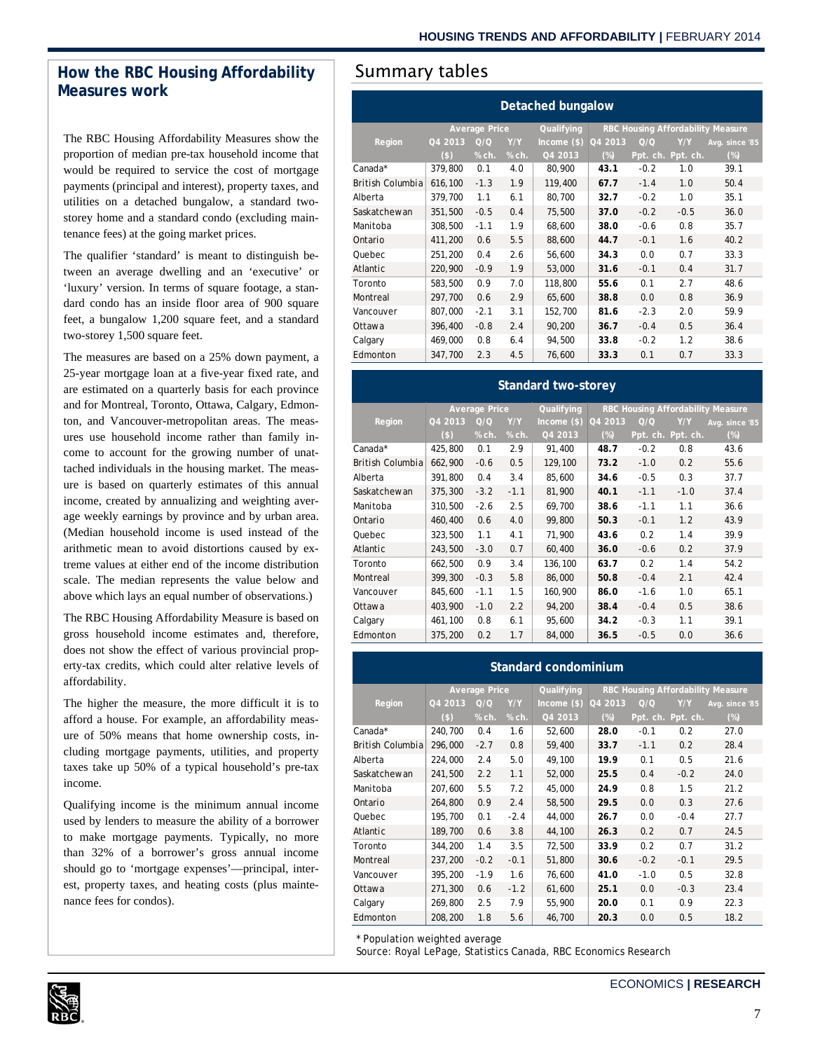## How the RBC Housing Affordability Measures work

The RBC Housing Affordability Measures show the proportion of median pre-tax household income that would be required to service the cost of mortgage payments (principal and interest), property taxes, and utilities on a detached bungalow, a standard two-storey home and a standard condo (excluding maintenance fees) at the going market prices.

The qualifier 'standard' is meant to distinguish between an average dwelling and an 'executive' or 'luxury' version. In terms of square footage, a standard condo has an inside floor area of 900 square feet, a bungalow 1,200 square feet, and a standard two-storey 1,500 square feet.

The measures are based on a 25% down payment, a 25-year mortgage loan at a five-year fixed rate, and are estimated on a quarterly basis for each province and for Montreal, Toronto, Ottawa, Calgary, Edmonton, and Vancouver-metropolitan areas. The measures use household income rather than family income to account for the growing number of unattached individuals in the housing market. The measure is based on quarterly estimates of this annual income, created by annualizing and weighting average weekly earnings by province and by urban area. (Median household income is used instead of the arithmetic mean to avoid distortions caused by extreme values at either end of the income distribution scale. The median represents the value below and above which lays an equal number of observations.)

The RBC Housing Affordability Measure is based on gross household income estimates and, therefore, does not show the effect of various provincial property-tax credits, which could alter relative levels of affordability.

The higher the measure, the more difficult it is to afford a house. For example, an affordability measure of 50% means that home ownership costs, including mortgage payments, utilities, and property taxes take up 50% of a typical household's pre-tax income.

Qualifying income is the minimum annual income used by lenders to measure the ability of a borrower to make mortgage payments. Typically, no more than 32% of a borrower's gross annual income should go to 'mortgage expenses'—principal, interest, property taxes, and heating costs (plus maintenance fees for condos).

## Summary tables

### Detached bungalow

| Region | Average Price | | | Qualifying | RBC Housing Affordability Measure | | | |
|---|---|---|---|---|---|---|---|---|
| | Q4 2013 ($) | Q/Q % ch. | Y/Y % ch. | Income ($) Q4 2013 | Q4 2013 (%) | Q/Q Ppt. ch. | Y/Y Ppt. ch. | Avg. since '85 (%) |
| Canada* | 379,800 | 0.1 | 4.0 | 80,900 | **43.1** | -0.2 | 1.0 | 39.1 |
| British Columbia | 616,100 | -1.3 | 1.9 | 119,400 | **67.7** | -1.4 | 1.0 | 50.4 |
| Alberta | 379,700 | 1.1 | 6.1 | 80,700 | **32.7** | -0.2 | 1.0 | 35.1 |
| Saskatchewan | 351,500 | -0.5 | 0.4 | 75,500 | **37.0** | -0.2 | -0.5 | 36.0 |
| Manitoba | 308,500 | -1.1 | 1.9 | 68,600 | **38.0** | -0.6 | 0.8 | 35.7 |
| Ontario | 411,200 | 0.6 | 5.5 | 88,600 | **44.7** | -0.1 | 1.6 | 40.2 |
| Quebec | 251,200 | 0.4 | 2.6 | 56,600 | **34.3** | 0.0 | 0.7 | 33.3 |
| Atlantic | 220,900 | -0.9 | 1.9 | 53,000 | **31.6** | -0.1 | 0.4 | 31.7 |
| Toronto | 583,500 | 0.9 | 7.0 | 118,800 | **55.6** | 0.1 | 2.7 | 48.6 |
| Montreal | 297,700 | 0.6 | 2.9 | 65,600 | **38.8** | 0.0 | 0.8 | 36.9 |
| Vancouver | 807,000 | -2.1 | 3.1 | 152,700 | **81.6** | -2.3 | 2.0 | 59.9 |
| Ottawa | 396,400 | -0.8 | 2.4 | 90,200 | **36.7** | -0.4 | 0.5 | 36.4 |
| Calgary | 469,000 | 0.8 | 6.4 | 94,500 | **33.8** | -0.2 | 1.2 | 38.6 |
| Edmonton | 347,700 | 2.3 | 4.5 | 76,600 | **33.3** | 0.1 | 0.7 | 33.3 |

### Standard two-storey

| Region | Average Price | | | Qualifying | RBC Housing Affordability Measure | | | |
|---|---|---|---|---|---|---|---|---|
| | Q4 2013 ($) | Q/Q % ch. | Y/Y % ch. | Income ($) Q4 2013 | Q4 2013 (%) | Q/Q Ppt. ch. | Y/Y Ppt. ch. | Avg. since '85 (%) |
| Canada* | 425,800 | 0.1 | 2.9 | 91,400 | **48.7** | -0.2 | 0.8 | 43.6 |
| British Columbia | 662,900 | -0.6 | 0.5 | 129,100 | **73.2** | -1.0 | 0.2 | 55.6 |
| Alberta | 391,800 | 0.4 | 3.4 | 85,600 | **34.6** | -0.5 | 0.3 | 37.7 |
| Saskatchewan | 375,300 | -3.2 | -1.1 | 81,900 | **40.1** | -1.1 | -1.0 | 37.4 |
| Manitoba | 310,500 | -2.6 | 2.5 | 69,700 | **38.6** | -1.1 | 1.1 | 36.6 |
| Ontario | 460,400 | 0.6 | 4.0 | 99,800 | **50.3** | -0.1 | 1.2 | 43.9 |
| Quebec | 323,500 | 1.1 | 4.1 | 71,900 | **43.6** | 0.2 | 1.4 | 39.9 |
| Atlantic | 243,500 | -3.0 | 0.7 | 60,400 | **36.0** | -0.6 | 0.2 | 37.9 |
| Toronto | 662,500 | 0.9 | 3.4 | 136,100 | **63.7** | 0.2 | 1.4 | 54.2 |
| Montreal | 399,300 | -0.3 | 5.8 | 86,000 | **50.8** | -0.4 | 2.1 | 42.4 |
| Vancouver | 845,600 | -1.1 | 1.5 | 160,900 | **86.0** | -1.6 | 1.0 | 65.1 |
| Ottawa | 403,900 | -1.0 | 2.2 | 94,200 | **38.4** | -0.4 | 0.5 | 38.6 |
| Calgary | 461,100 | 0.8 | 6.1 | 95,600 | **34.2** | -0.3 | 1.1 | 39.1 |
| Edmonton | 375,200 | 0.2 | 1.7 | 84,000 | **36.5** | -0.5 | 0.0 | 36.6 |

### Standard condominium

| Region | Average Price | | | Qualifying | RBC Housing Affordability Measure | | | |
|---|---|---|---|---|---|---|---|---|
| | Q4 2013 ($) | Q/Q % ch. | Y/Y % ch. | Income ($) Q4 2013 | Q4 2013 (%) | Q/Q Ppt. ch. | Y/Y Ppt. ch. | Avg. since '85 (%) |
| Canada* | 240,700 | 0.4 | 1.6 | 52,600 | **28.0** | -0.1 | 0.2 | 27.0 |
| British Columbia | 296,000 | -2.7 | 0.8 | 59,400 | **33.7** | -1.1 | 0.2 | 28.4 |
| Alberta | 224,000 | 2.4 | 5.0 | 49,100 | **19.9** | 0.1 | 0.5 | 21.6 |
| Saskatchewan | 241,500 | 2.2 | 1.1 | 52,000 | **25.5** | 0.4 | -0.2 | 24.0 |
| Manitoba | 207,600 | 5.5 | 7.2 | 45,000 | **24.9** | 0.8 | 1.5 | 21.2 |
| Ontario | 264,800 | 0.9 | 2.4 | 58,500 | **29.5** | 0.0 | 0.3 | 27.6 |
| Quebec | 195,700 | 0.1 | -2.4 | 44,000 | **26.7** | 0.0 | -0.4 | 27.7 |
| Atlantic | 189,700 | 0.6 | 3.8 | 44,100 | **26.3** | 0.2 | 0.7 | 24.5 |
| Toronto | 344,200 | 1.4 | 3.5 | 72,500 | **33.9** | 0.2 | 0.7 | 31.2 |
| Montreal | 237,200 | -0.2 | -0.1 | 51,800 | **30.6** | -0.2 | -0.1 | 29.5 |
| Vancouver | 395,200 | -1.9 | 1.6 | 76,600 | **41.0** | -1.0 | 0.5 | 32.8 |
| Ottawa | 271,300 | 0.6 | -1.2 | 61,600 | **25.1** | 0.0 | -0.3 | 23.4 |
| Calgary | 269,800 | 2.5 | 7.9 | 55,900 | **20.0** | 0.1 | 0.9 | 22.3 |
| Edmonton | 208,200 | 1.8 | 5.6 | 46,700 | **20.3** | 0.0 | 0.5 | 18.2 |

\* Population weighted average

Source: Royal LePage, Statistics Canada, RBC Economics Research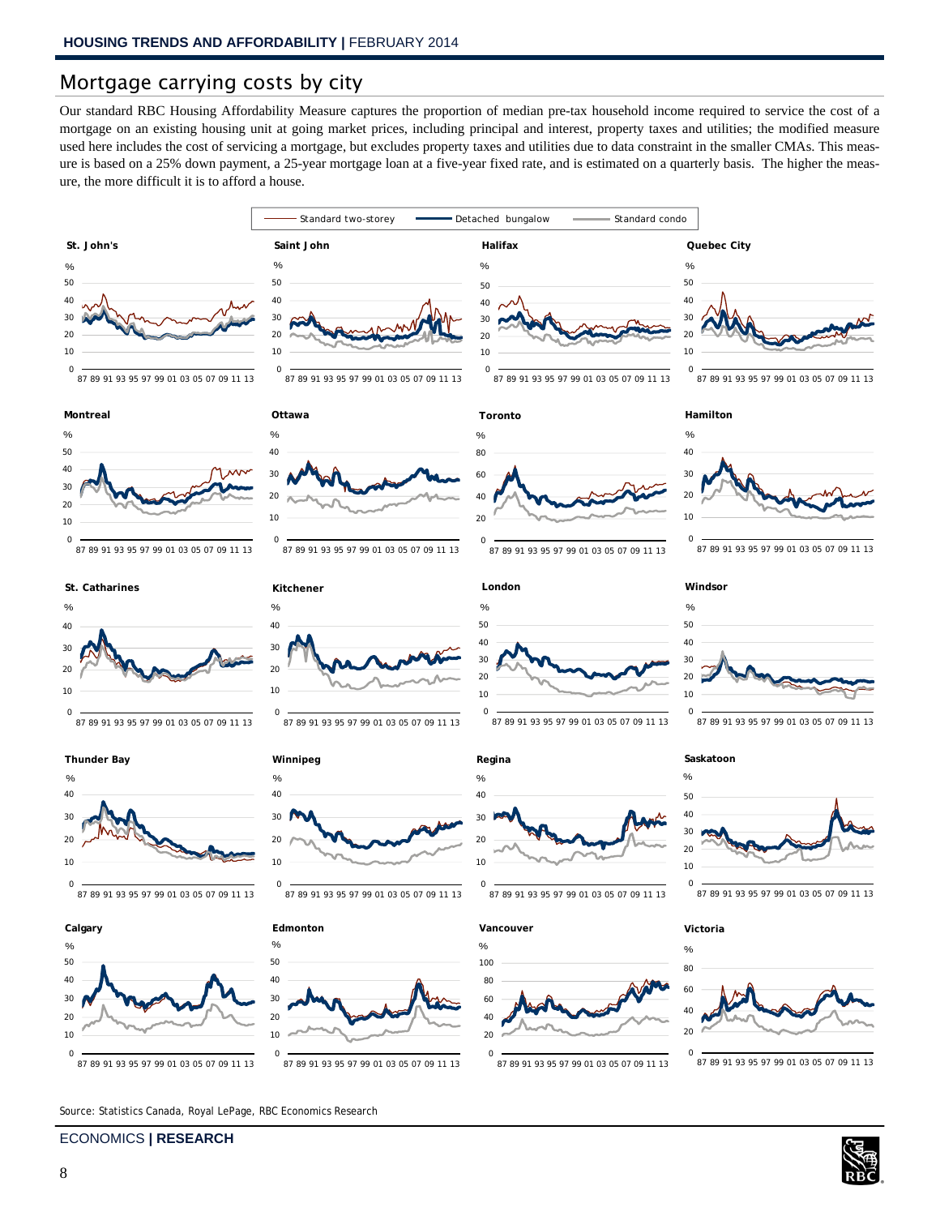## Mortgage carrying costs by city

Our standard RBC Housing Affordability Measure captures the proportion of median pre-tax household income required to service the cost of a mortgage on an existing housing unit at going market prices, including principal and interest, property taxes and utilities; the modified measure used here includes the cost of servicing a mortgage, but excludes property taxes and utilities due to data constraint in the smaller CMAs. This measure is based on a 25% down payment, a 25-year mortgage loan at a five-year fixed rate, and is estimated on a quarterly basis. The higher the measure, the more difficult it is to afford a house.

Standard two-storey | Detached bungalow | Standard condo

St. John's | Saint John | Halifax | Quebec City

Montreal | Ottawa | Toronto | Hamilton

St. Catharines | Kitchener | London | Windsor

Thunder Bay | Winnipeg | Regina | Saskatoon

Calgary | Edmonton | Vancouver | Victoria

Source: Statistics Canada, Royal LePage, RBC Economics Research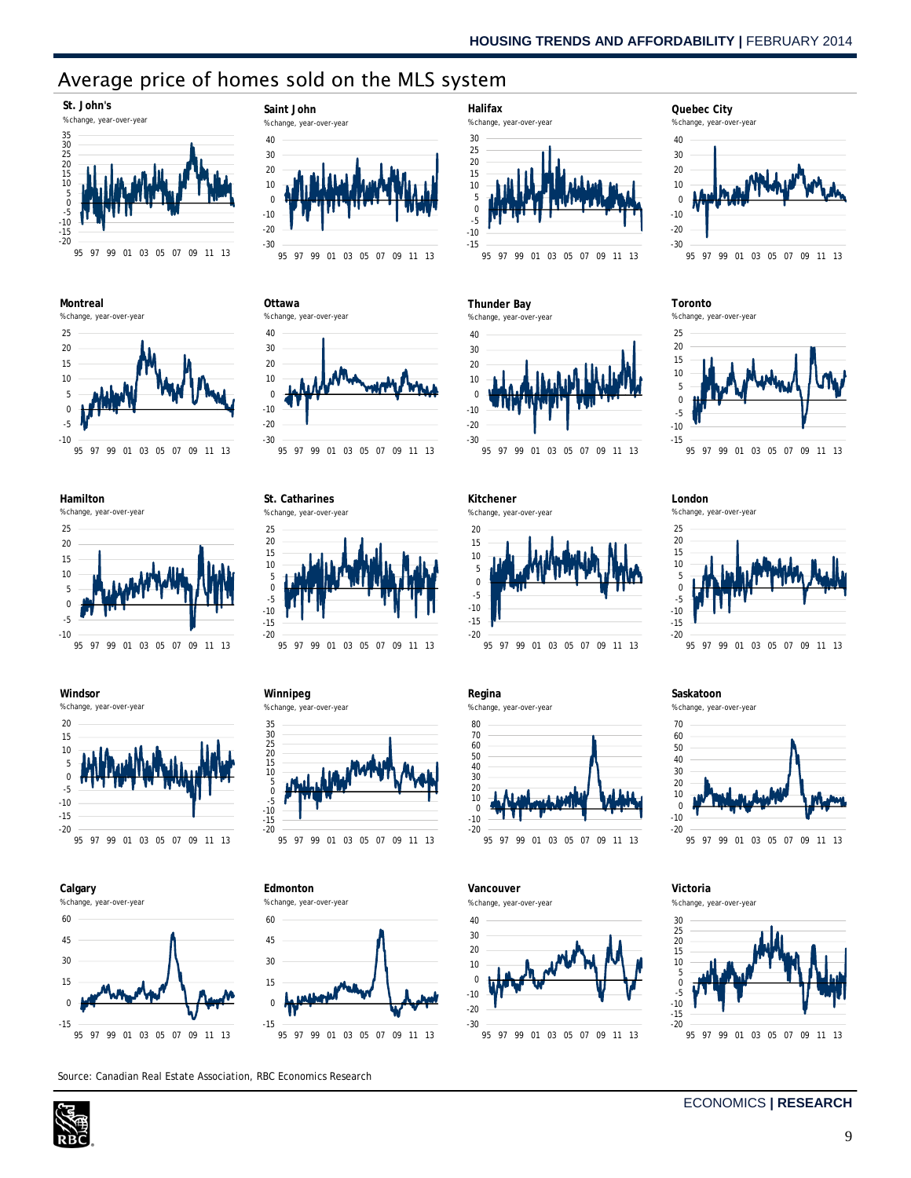# Average price of homes sold on the MLS system

**St. John's**
%change, year-over-year

**Saint John**
%change, year-over-year

**Halifax**
%change, year-over-year

**Quebec City**
%change, year-over-year

**Montreal**
%change, year-over-year

**Ottawa**
%change, year-over-year

**Thunder Bay**
%change, year-over-year

**Toronto**
%change, year-over-year

**Hamilton**
%change, year-over-year

**St. Catharines**
%change, year-over-year

**Kitchener**
%change, year-over-year

**London**
%change, year-over-year

**Windsor**
%change, year-over-year

**Winnipeg**
%change, year-over-year

**Regina**
%change, year-over-year

**Saskatoon**
%change, year-over-year

**Calgary**
%change, year-over-year

**Edmonton**
%change, year-over-year

**Vancouver**
%change, year-over-year

**Victoria**
%change, year-over-year

Source: Canadian Real Estate Association, RBC Economics Research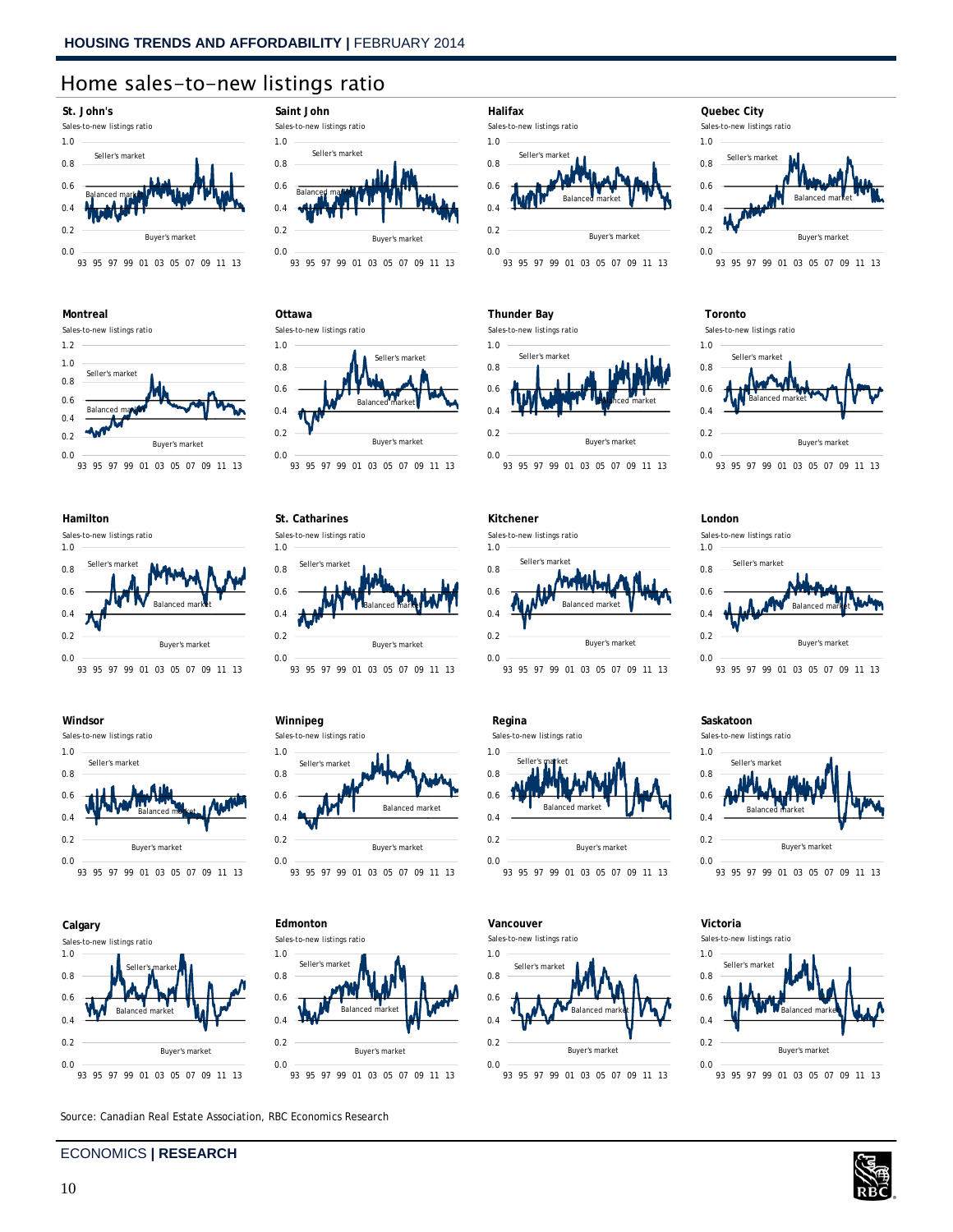# Home sales-to-new listings ratio

### St. John's

Sales-to-new listings ratio

Seller's market / Balanced market / Buyer's market

### Saint John

Sales-to-new listings ratio

Seller's market / Balanced market / Buyer's market

### Halifax

Sales-to-new listings ratio

Seller's market / Balanced market / Buyer's market

### Quebec City

Sales-to-new listings ratio

Seller's market / Balanced market / Buyer's market

### Montreal

Sales-to-new listings ratio

Seller's market / Balanced market / Buyer's market

### Ottawa

Sales-to-new listings ratio

Seller's market / Balanced market / Buyer's market

### Thunder Bay

Sales-to-new listings ratio

Seller's market / Balanced market / Buyer's market

### Toronto

Sales-to-new listings ratio

Seller's market / Balanced market / Buyer's market

### Hamilton

Sales-to-new listings ratio

Seller's market / Balanced market / Buyer's market

### St. Catharines

Sales-to-new listings ratio

Seller's market / Balanced market / Buyer's market

### Kitchener

Sales-to-new listings ratio

Seller's market / Balanced market / Buyer's market

### London

Sales-to-new listings ratio

Seller's market / Balanced market / Buyer's market

### Windsor

Sales-to-new listings ratio

Seller's market / Balanced market / Buyer's market

### Winnipeg

Sales-to-new listings ratio

Seller's market / Balanced market / Buyer's market

### Regina

Sales-to-new listings ratio

Seller's market / Balanced market / Buyer's market

### Saskatoon

Sales-to-new listings ratio

Seller's market / Balanced market / Buyer's market

### Calgary

Sales-to-new listings ratio

Seller's market / Balanced market / Buyer's market

### Edmonton

Sales-to-new listings ratio

Seller's market / Balanced market / Buyer's market

### Vancouver

Sales-to-new listings ratio

Seller's market / Balanced market / Buyer's market

### Victoria

Sales-to-new listings ratio

Seller's market / Balanced market / Buyer's market

Source: Canadian Real Estate Association, RBC Economics Research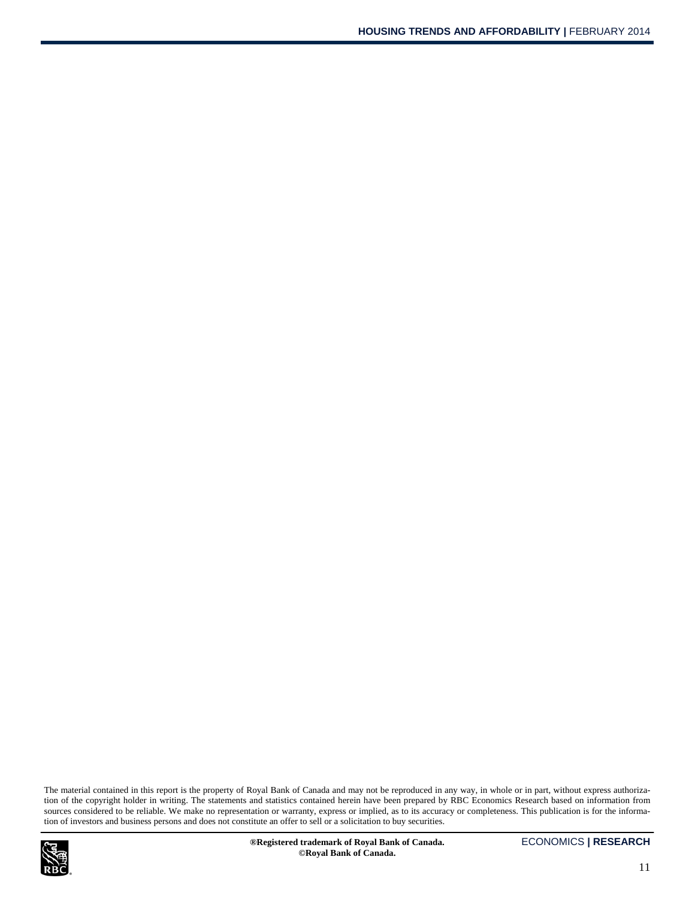The material contained in this report is the property of Royal Bank of Canada and may not be reproduced in any way, in whole or in part, without express authorization of the copyright holder in writing. The statements and statistics contained herein have been prepared by RBC Economics Research based on information from sources considered to be reliable. We make no representation or warranty, express or implied, as to its accuracy or completeness. This publication is for the information of investors and business persons and does not constitute an offer to sell or a solicitation to buy securities.

**®Registered trademark of Royal Bank of Canada.**
**©Royal Bank of Canada.**